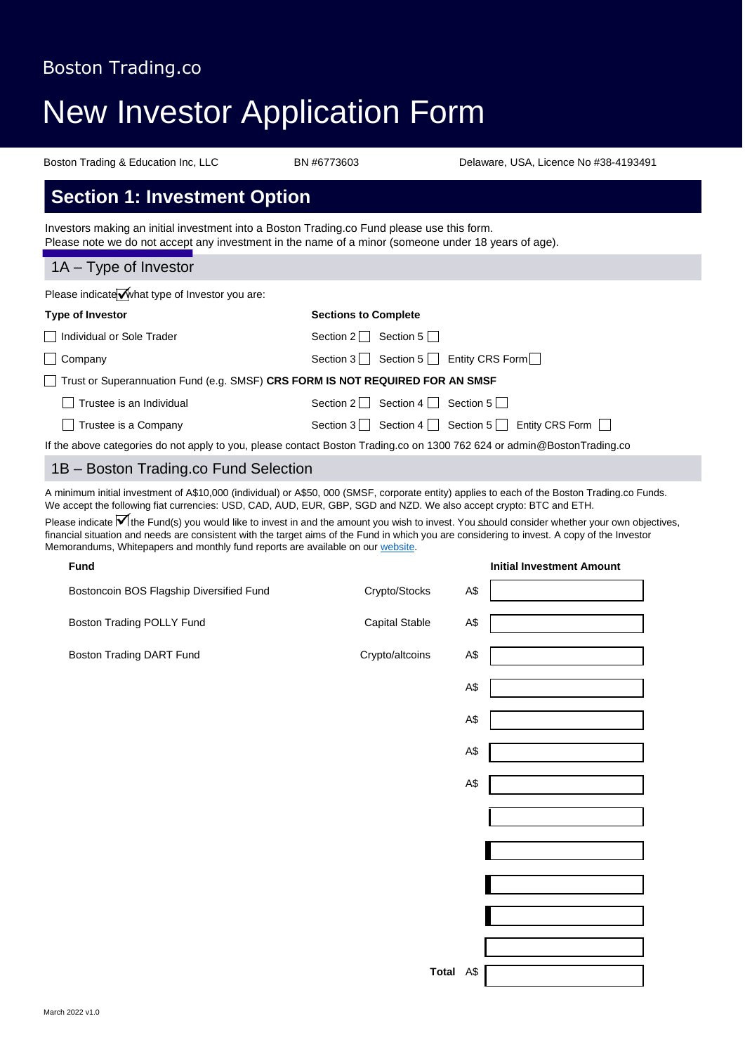Boston Trading.co

# New Investor Application Form

Boston Trading & Education Inc, LLC | BN #6773603 | Delaware, USA, Licence No #38-4193491

## Section 1: Investment Option

Investors making an initial investment into a Boston Trading.co Fund please use this form.
Please note we do not accept any investment in the name of a minor (someone under 18 years of age).

### 1A – Type of Investor

Please indicate ☑ what type of Investor you are:

| Type of Investor | Sections to Complete |
|---|---|
| ☐ Individual or Sole Trader | Section 2 ☐ Section 5 ☐ |
| ☐ Company | Section 3 ☐ Section 5 ☐ Entity CRS Form ☐ |
| ☐ Trust or Superannuation Fund (e.g. SMSF) **CRS FORM IS NOT REQUIRED FOR AN SMSF** | |
| ☐ Trustee is an Individual | Section 2 ☐ Section 4 ☐ Section 5 ☐ |
| ☐ Trustee is a Company | Section 3 ☐ Section 4 ☐ Section 5 ☐ Entity CRS Form ☐ |

If the above categories do not apply to you, please contact Boston Trading.co on 1300 762 624 or admin@BostonTrading.co

### 1B – Boston Trading.co Fund Selection

A minimum initial investment of A$10,000 (individual) or A$50, 000 (SMSF, corporate entity) applies to each of the Boston Trading.co Funds.
We accept the following fiat currencies: USD, CAD, AUD, EUR, GBP, SGD and NZD. We also accept crypto: BTC and ETH.

Please indicate ☑ the Fund(s) you would like to invest in and the amount you wish to invest. You should consider whether your own objectives, financial situation and needs are consistent with the target aims of the Fund in which you are considering to invest. A copy of the Investor Memorandums, Whitepapers and monthly fund reports are available on our website.

| Fund | | | Initial Investment Amount |
|---|---|---|---|
| Bostoncoin BOS Flagship Diversified Fund | Crypto/Stocks | A$ | |
| Boston Trading POLLY Fund | Capital Stable | A$ | |
| Boston Trading DART Fund | Crypto/altcoins | A$ | |
| | | A$ | |
| | | A$ | |
| | | A$ | |
| | | A$ | |
| | | | |
| | | | |
| | | | |
| | | | |
| | | | |
| | **Total** | A$ | |

March 2022 v1.0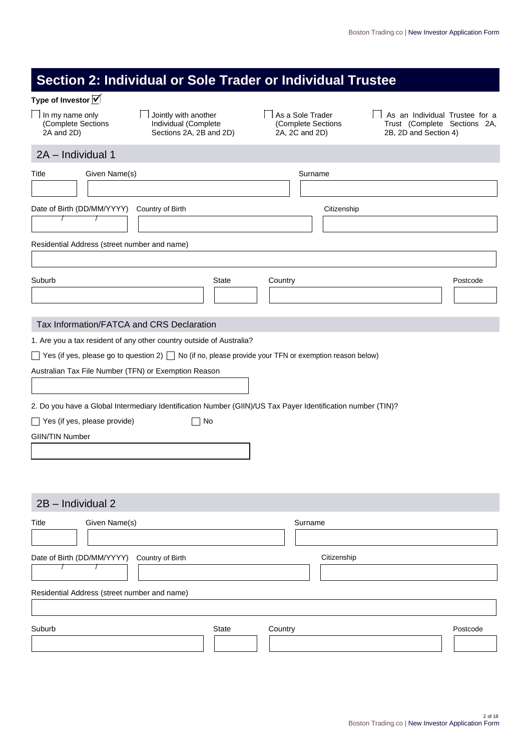# Section 2: Individual or Sole Trader or Individual Trustee

**Type of Investor** ☑

- ☐ In my name only (Complete Sections 2A and 2D)
- ☐ Jointly with another Individual (Complete Sections 2A, 2B and 2D)
- ☐ As a Sole Trader (Complete Sections 2A, 2C and 2D)
- ☐ As an Individual Trustee for a Trust (Complete Sections 2A, 2B, 2D and Section 4)

## 2A – Individual 1

| Title | Given Name(s) | Surname |
|---|---|---|
| | | |

| Date of Birth (DD/MM/YYYY) | Country of Birth | Citizenship |
|---|---|---|
| / / | | |

Residential Address (street number and name)

| Suburb | State | Country | Postcode |
|---|---|---|---|
| | | | |

### Tax Information/FATCA and CRS Declaration

1. Are you a tax resident of any other country outside of Australia?

☐ Yes (if yes, please go to question 2) ☐ No (if no, please provide your TFN or exemption reason below)

Australian Tax File Number (TFN) or Exemption Reason

2. Do you have a Global Intermediary Identification Number (GIIN)/US Tax Payer Identification number (TIN)?

☐ Yes (if yes, please provide) ☐ No

GIIN/TIN Number

## 2B – Individual 2

| Title | Given Name(s) | Surname |
|---|---|---|
| | | |

| Date of Birth (DD/MM/YYYY) | Country of Birth | Citizenship |
|---|---|---|
| / / | | |

Residential Address (street number and name)

| Suburb | State | Country | Postcode |
|---|---|---|---|
| | | | |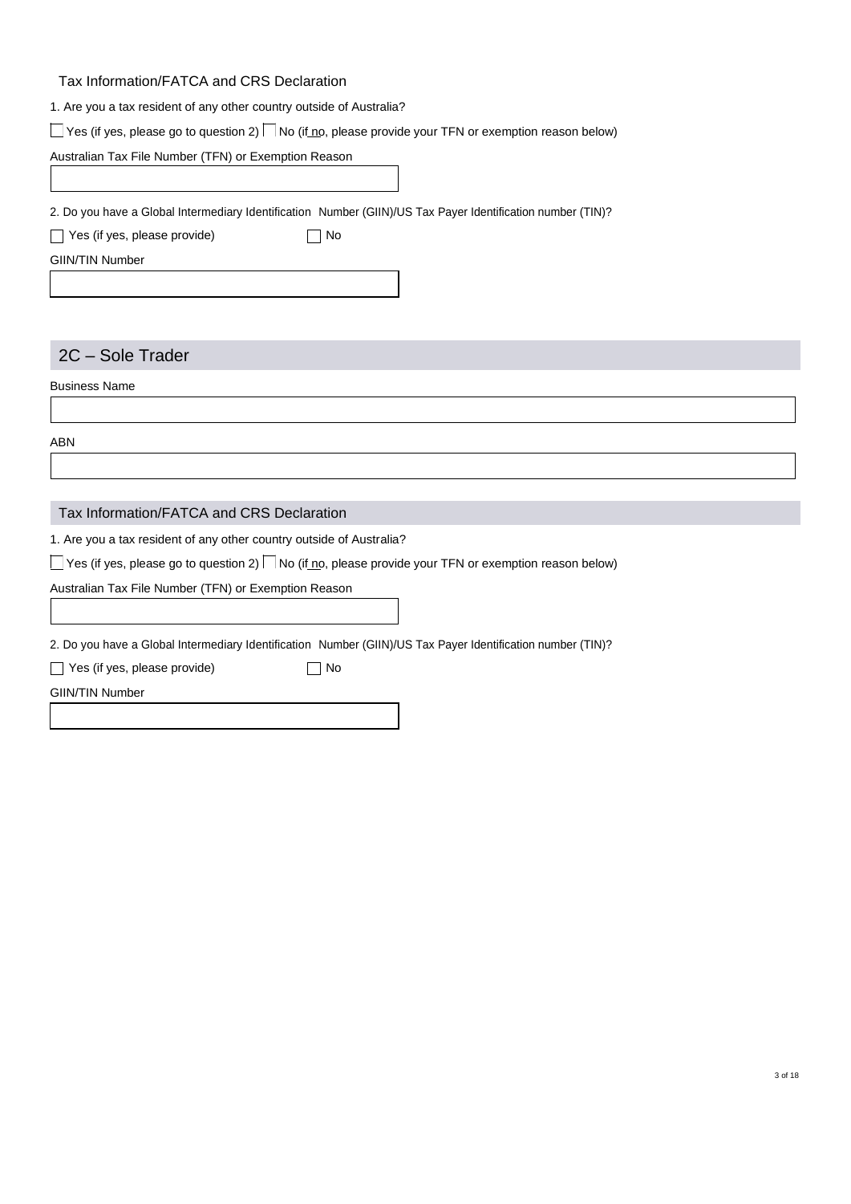### Tax Information/FATCA and CRS Declaration

1. Are you a tax resident of any other country outside of Australia?

☐ Yes (if yes, please go to question 2) ☐ No (if no, please provide your TFN or exemption reason below)

Australian Tax File Number (TFN) or Exemption Reason

2. Do you have a Global Intermediary Identification Number (GIIN)/US Tax Payer Identification number (TIN)?

☐ Yes (if yes, please provide) ☐ No

GIIN/TIN Number

## 2C – Sole Trader

Business Name

ABN

### Tax Information/FATCA and CRS Declaration

1. Are you a tax resident of any other country outside of Australia?

☐ Yes (if yes, please go to question 2) ☐ No (if no, please provide your TFN or exemption reason below)

Australian Tax File Number (TFN) or Exemption Reason

2. Do you have a Global Intermediary Identification Number (GIIN)/US Tax Payer Identification number (TIN)?

☐ Yes (if yes, please provide) ☐ No

GIIN/TIN Number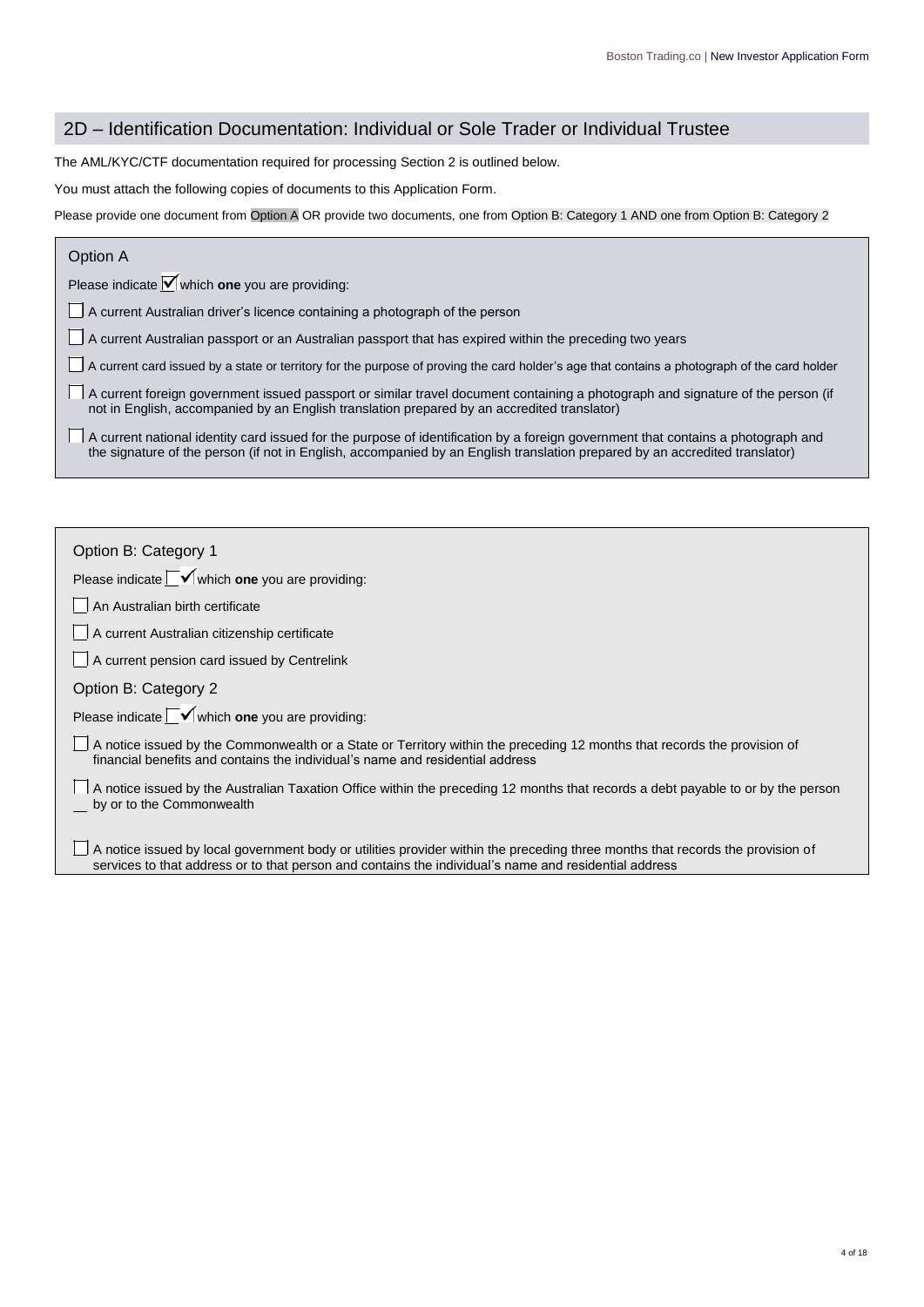## 2D – Identification Documentation: Individual or Sole Trader or Individual Trustee

The AML/KYC/CTF documentation required for processing Section 2 is outlined below.

You must attach the following copies of documents to this Application Form.

Please provide one document from Option A OR provide two documents, one from Option B: Category 1 AND one from Option B: Category 2

### Option A

Please indicate ☑ which **one** you are providing:

- ☐ A current Australian driver's licence containing a photograph of the person
- ☐ A current Australian passport or an Australian passport that has expired within the preceding two years
- ☐ A current card issued by a state or territory for the purpose of proving the card holder's age that contains a photograph of the card holder
- ☐ A current foreign government issued passport or similar travel document containing a photograph and signature of the person (if not in English, accompanied by an English translation prepared by an accredited translator)
- ☐ A current national identity card issued for the purpose of identification by a foreign government that contains a photograph and the signature of the person (if not in English, accompanied by an English translation prepared by an accredited translator)

### Option B: Category 1

Please indicate ☑ which **one** you are providing:

- ☐ An Australian birth certificate
- ☐ A current Australian citizenship certificate
- ☐ A current pension card issued by Centrelink

### Option B: Category 2

Please indicate ☑ which **one** you are providing:

- ☐ A notice issued by the Commonwealth or a State or Territory within the preceding 12 months that records the provision of financial benefits and contains the individual's name and residential address
- ☐ A notice issued by the Australian Taxation Office within the preceding 12 months that records a debt payable to or by the person by or to the Commonwealth
- ☐ A notice issued by local government body or utilities provider within the preceding three months that records the provision of services to that address or to that person and contains the individual's name and residential address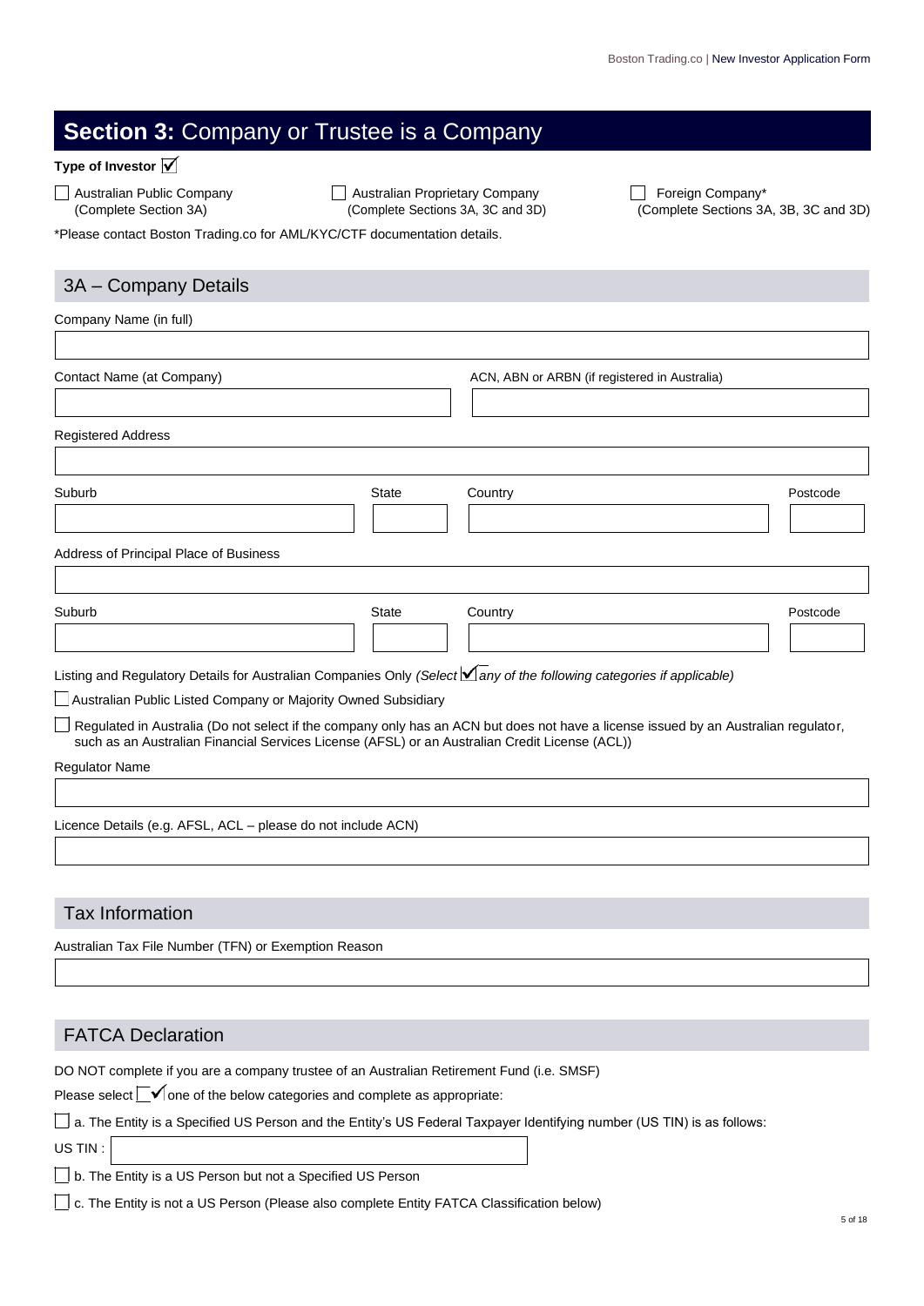# **Section 3:** Company or Trustee is a Company

**Type of Investor** ☑

☐ Australian Public Company (Complete Section 3A)

☐ Australian Proprietary Company (Complete Sections 3A, 3C and 3D)

☐ Foreign Company* (Complete Sections 3A, 3B, 3C and 3D)

*Please contact Boston Trading.co for AML/KYC/CTF documentation details.

## 3A – Company Details

Company Name (in full)

Contact Name (at Company)

ACN, ABN or ARBN (if registered in Australia)

Registered Address

| Suburb | State | Country | Postcode |
|---|---|---|---|
| | | | |

Address of Principal Place of Business

| Suburb | State | Country | Postcode |
|---|---|---|---|
| | | | |

Listing and Regulatory Details for Australian Companies Only *(Select ☑ any of the following categories if applicable)*

☐ Australian Public Listed Company or Majority Owned Subsidiary

☐ Regulated in Australia (Do not select if the company only has an ACN but does not have a license issued by an Australian regulator, such as an Australian Financial Services License (AFSL) or an Australian Credit License (ACL))

Regulator Name

Licence Details (e.g. AFSL, ACL – please do not include ACN)

## Tax Information

Australian Tax File Number (TFN) or Exemption Reason

## FATCA Declaration

DO NOT complete if you are a company trustee of an Australian Retirement Fund (i.e. SMSF)

Please select ☑ one of the below categories and complete as appropriate:

☐ a. The Entity is a Specified US Person and the Entity's US Federal Taxpayer Identifying number (US TIN) is as follows:

US TIN :

☐ b. The Entity is a US Person but not a Specified US Person

☐ c. The Entity is not a US Person (Please also complete Entity FATCA Classification below)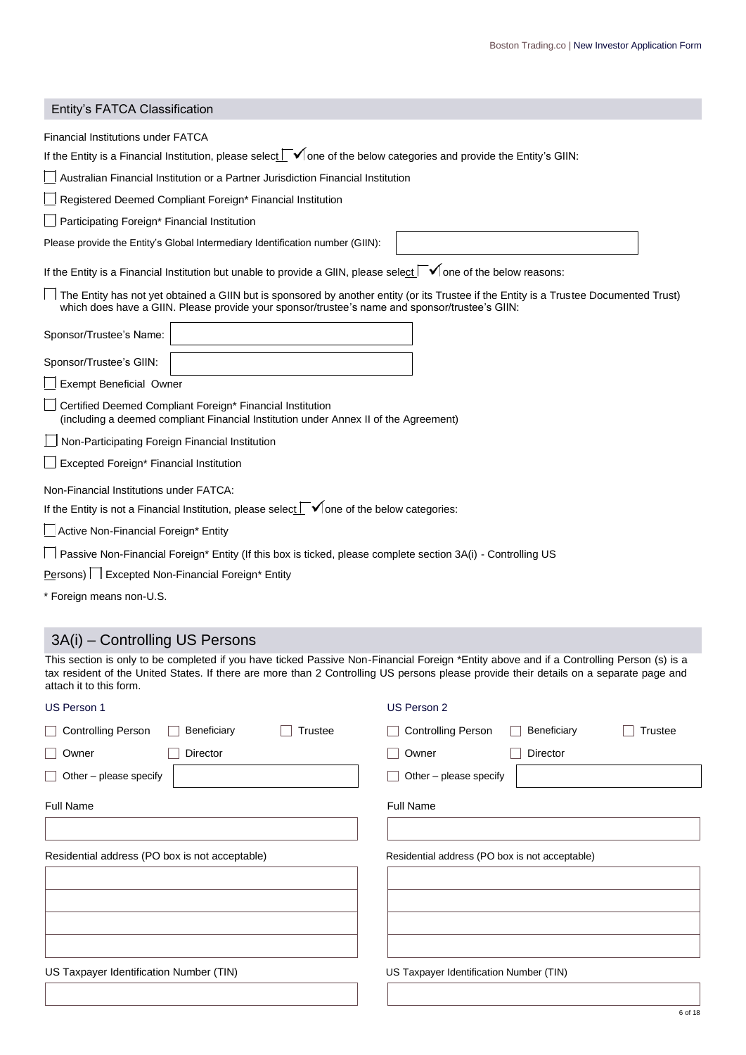## Entity's FATCA Classification

Financial Institutions under FATCA

If the Entity is a Financial Institution, please select ☐ ✓ one of the below categories and provide the Entity's GIIN:

☐ Australian Financial Institution or a Partner Jurisdiction Financial Institution

☐ Registered Deemed Compliant Foreign* Financial Institution

☐ Participating Foreign* Financial Institution

Please provide the Entity's Global Intermediary Identification number (GIIN): ____________________

If the Entity is a Financial Institution but unable to provide a GIIN, please select ☐ ✓ one of the below reasons:

☐ The Entity has not yet obtained a GIIN but is sponsored by another entity (or its Trustee if the Entity is a Trustee Documented Trust) which does have a GIIN. Please provide your sponsor/trustee's name and sponsor/trustee's GIIN:

Sponsor/Trustee's Name: ____________________

Sponsor/Trustee's GIIN: ____________________

☐ Exempt Beneficial Owner

☐ Certified Deemed Compliant Foreign* Financial Institution
(including a deemed compliant Financial Institution under Annex II of the Agreement)

☐ Non-Participating Foreign Financial Institution

☐ Excepted Foreign* Financial Institution

Non-Financial Institutions under FATCA:

If the Entity is not a Financial Institution, please select ☐ ✓ one of the below categories:

☐ Active Non-Financial Foreign* Entity

☐ Passive Non-Financial Foreign* Entity (If this box is ticked, please complete section 3A(i) - Controlling US Persons) ☐ Excepted Non-Financial Foreign* Entity

\* Foreign means non-U.S.

## 3A(i) – Controlling US Persons

This section is only to be completed if you have ticked Passive Non-Financial Foreign *Entity above and if a Controlling Person (s) is a tax resident of the United States. If there are more than 2 Controlling US persons please provide their details on a separate page and attach it to this form.

**US Person 1**

☐ Controlling Person ☐ Beneficiary ☐ Trustee

☐ Owner ☐ Director

☐ Other – please specify ____________________

Full Name

____________________

Residential address (PO box is not acceptable)

____________________

____________________

____________________

____________________

US Taxpayer Identification Number (TIN)

____________________

**US Person 2**

☐ Controlling Person ☐ Beneficiary ☐ Trustee

☐ Owner ☐ Director

☐ Other – please specify ____________________

Full Name

____________________

Residential address (PO box is not acceptable)

____________________

____________________

____________________

____________________

US Taxpayer Identification Number (TIN)

____________________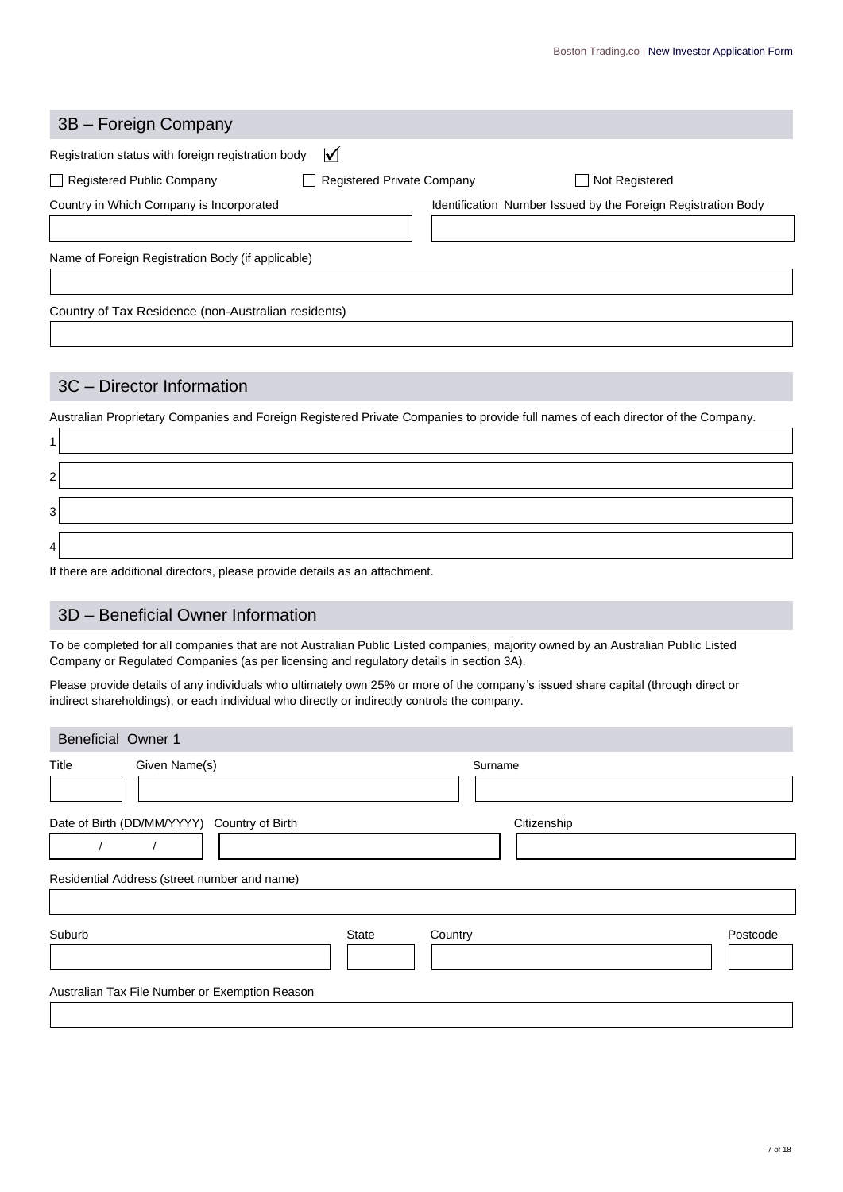## 3B – Foreign Company

Registration status with foreign registration body ☑

☐ Registered Public Company ☐ Registered Private Company ☐ Not Registered

| Country in Which Company is Incorporated | Identification Number Issued by the Foreign Registration Body |
| --- | --- |
| | |

Name of Foreign Registration Body (if applicable)

Country of Tax Residence (non-Australian residents)

## 3C – Director Information

Australian Proprietary Companies and Foreign Registered Private Companies to provide full names of each director of the Company.

1

2

3

4

If there are additional directors, please provide details as an attachment.

## 3D – Beneficial Owner Information

To be completed for all companies that are not Australian Public Listed companies, majority owned by an Australian Public Listed Company or Regulated Companies (as per licensing and regulatory details in section 3A).

Please provide details of any individuals who ultimately own 25% or more of the company's issued share capital (through direct or indirect shareholdings), or each individual who directly or indirectly controls the company.

### Beneficial Owner 1

| Title | Given Name(s) | Surname |
| --- | --- | --- |
| | | |

| Date of Birth (DD/MM/YYYY) | Country of Birth | Citizenship |
| --- | --- | --- |
| / / | | |

Residential Address (street number and name)

| Suburb | State | Country | Postcode |
| --- | --- | --- | --- |
| | | | |

Australian Tax File Number or Exemption Reason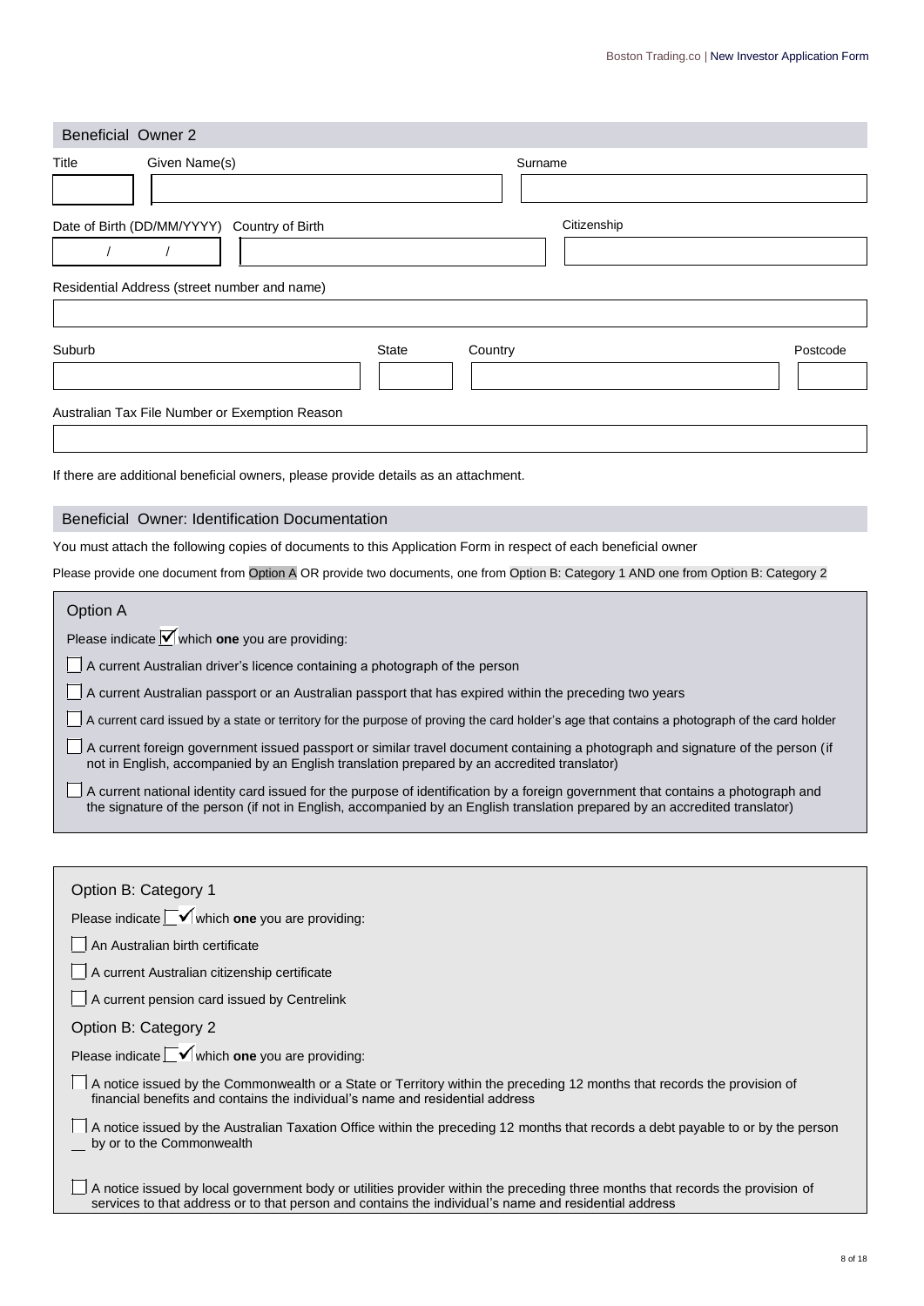## Beneficial Owner 2

| Title | Given Name(s) | Surname |
|---|---|---|
| | | |

| Date of Birth (DD/MM/YYYY) | Country of Birth | Citizenship |
|---|---|---|
| / / | | |

| Residential Address (street number and name) |
|---|
| |

| Suburb | State | Country | Postcode |
|---|---|---|---|
| | | | |

| Australian Tax File Number or Exemption Reason |
|---|
| |

If there are additional beneficial owners, please provide details as an attachment.

## Beneficial Owner: Identification Documentation

You must attach the following copies of documents to this Application Form in respect of each beneficial owner

Please provide one document from Option A OR provide two documents, one from Option B: Category 1 AND one from Option B: Category 2

### Option A

Please indicate ☑ which **one** you are providing:

- ☐ A current Australian driver's licence containing a photograph of the person
- ☐ A current Australian passport or an Australian passport that has expired within the preceding two years
- ☐ A current card issued by a state or territory for the purpose of proving the card holder's age that contains a photograph of the card holder
- ☐ A current foreign government issued passport or similar travel document containing a photograph and signature of the person (if not in English, accompanied by an English translation prepared by an accredited translator)
- ☐ A current national identity card issued for the purpose of identification by a foreign government that contains a photograph and the signature of the person (if not in English, accompanied by an English translation prepared by an accredited translator)

### Option B: Category 1

Please indicate ☑ which **one** you are providing:

- ☐ An Australian birth certificate
- ☐ A current Australian citizenship certificate
- ☐ A current pension card issued by Centrelink

### Option B: Category 2

Please indicate ☑ which **one** you are providing:

- ☐ A notice issued by the Commonwealth or a State or Territory within the preceding 12 months that records the provision of financial benefits and contains the individual's name and residential address
- ☐ A notice issued by the Australian Taxation Office within the preceding 12 months that records a debt payable to or by the person by or to the Commonwealth
- ☐ A notice issued by local government body or utilities provider within the preceding three months that records the provision of services to that address or to that person and contains the individual's name and residential address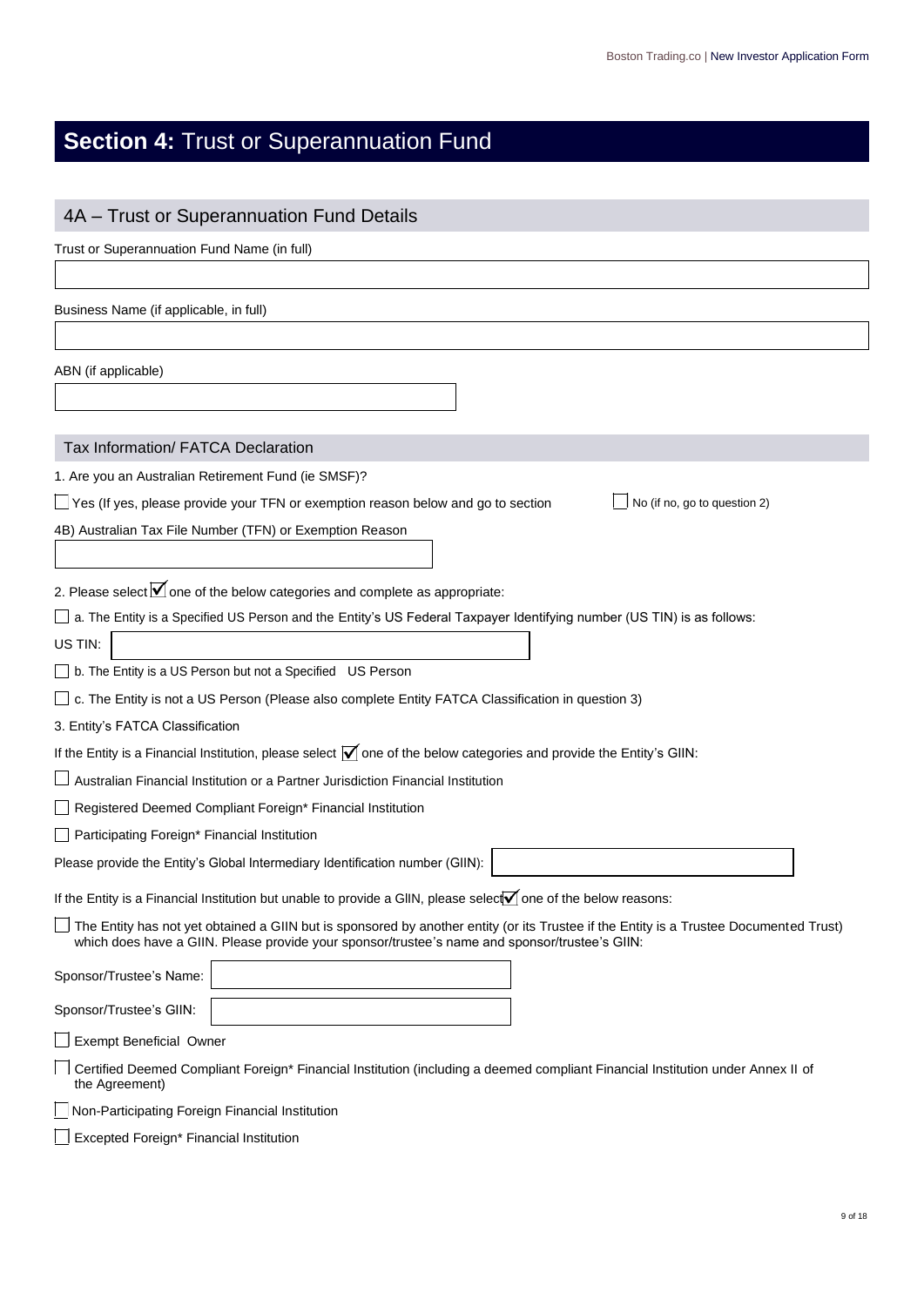# **Section 4:** Trust or Superannuation Fund

## 4A – Trust or Superannuation Fund Details

Trust or Superannuation Fund Name (in full)

Business Name (if applicable, in full)

ABN (if applicable)

### Tax Information/ FATCA Declaration

1. Are you an Australian Retirement Fund (ie SMSF)?

☐ Yes (If yes, please provide your TFN or exemption reason below and go to section ☐ No (if no, go to question 2)

4B) Australian Tax File Number (TFN) or Exemption Reason

2. Please select ☑ one of the below categories and complete as appropriate:

☐ a. The Entity is a Specified US Person and the Entity's US Federal Taxpayer Identifying number (US TIN) is as follows:

US TIN:

☐ b. The Entity is a US Person but not a Specified US Person

☐ c. The Entity is not a US Person (Please also complete Entity FATCA Classification in question 3)

3. Entity's FATCA Classification

If the Entity is a Financial Institution, please select ☑ one of the below categories and provide the Entity's GIIN:

☐ Australian Financial Institution or a Partner Jurisdiction Financial Institution

☐ Registered Deemed Compliant Foreign* Financial Institution

☐ Participating Foreign* Financial Institution

Please provide the Entity's Global Intermediary Identification number (GIIN):

If the Entity is a Financial Institution but unable to provide a GIIN, please select ☑ one of the below reasons:

☐ The Entity has not yet obtained a GIIN but is sponsored by another entity (or its Trustee if the Entity is a Trustee Documented Trust) which does have a GIIN. Please provide your sponsor/trustee's name and sponsor/trustee's GIIN:

Sponsor/Trustee's Name:

Sponsor/Trustee's GIIN:

☐ Exempt Beneficial Owner

☐ Certified Deemed Compliant Foreign* Financial Institution (including a deemed compliant Financial Institution under Annex II of the Agreement)

☐ Non-Participating Foreign Financial Institution

☐ Excepted Foreign* Financial Institution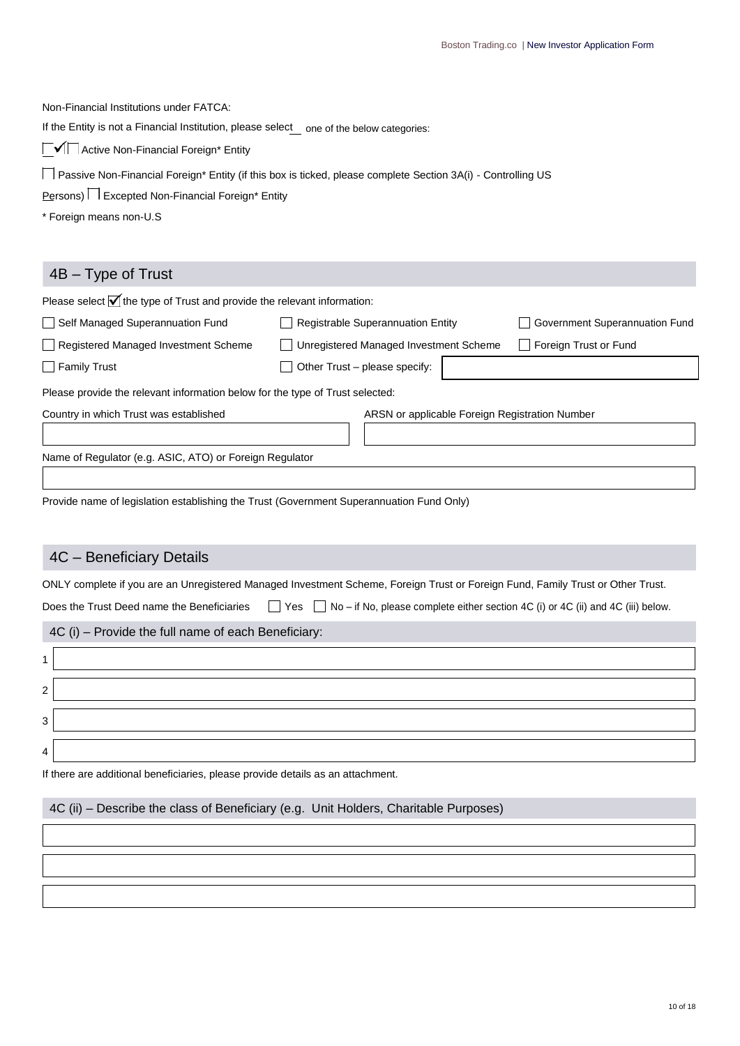Non-Financial Institutions under FATCA:

If the Entity is not a Financial Institution, please select one of the below categories:

☑ Active Non-Financial Foreign* Entity

☐ Passive Non-Financial Foreign* Entity (if this box is ticked, please complete Section 3A(i) - Controlling US Persons)

☐ Excepted Non-Financial Foreign* Entity

* Foreign means non-U.S

## 4B – Type of Trust

Please select ☑ the type of Trust and provide the relevant information:

| | | |
|---|---|---|
| ☐ Self Managed Superannuation Fund | ☐ Registrable Superannuation Entity | ☐ Government Superannuation Fund |
| ☐ Registered Managed Investment Scheme | ☐ Unregistered Managed Investment Scheme | ☐ Foreign Trust or Fund |
| ☐ Family Trust | ☐ Other Trust – please specify: | |

Please provide the relevant information below for the type of Trust selected:

| Country in which Trust was established | ARSN or applicable Foreign Registration Number |
|---|---|
| | |

Name of Regulator (e.g. ASIC, ATO) or Foreign Regulator

| |
|---|
| |

Provide name of legislation establishing the Trust (Government Superannuation Fund Only)

## 4C – Beneficiary Details

ONLY complete if you are an Unregistered Managed Investment Scheme, Foreign Trust or Foreign Fund, Family Trust or Other Trust.

Does the Trust Deed name the Beneficiaries ☐ Yes ☐ No – if No, please complete either section 4C (i) or 4C (ii) and 4C (iii) below.

### 4C (i) – Provide the full name of each Beneficiary:

| | |
|---|---|
| 1 | |
| 2 | |
| 3 | |
| 4 | |

If there are additional beneficiaries, please provide details as an attachment.

### 4C (ii) – Describe the class of Beneficiary (e.g. Unit Holders, Charitable Purposes)

| |
|---|
| |
| |
| |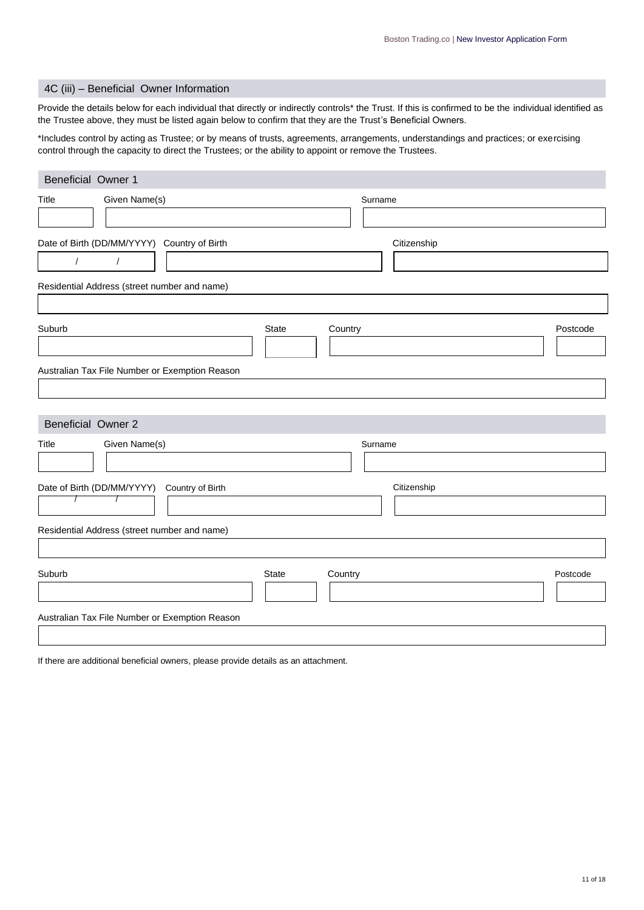## 4C (iii) – Beneficial Owner Information

Provide the details below for each individual that directly or indirectly controls* the Trust. If this is confirmed to be the individual identified as the Trustee above, they must be listed again below to confirm that they are the Trust's Beneficial Owners.

*Includes control by acting as Trustee; or by means of trusts, agreements, arrangements, understandings and practices; or exercising control through the capacity to direct the Trustees; or the ability to appoint or remove the Trustees.

### Beneficial Owner 1

| Title | Given Name(s) | Surname |
|---|---|---|
| | | |

| Date of Birth (DD/MM/YYYY) | Country of Birth | Citizenship |
|---|---|---|
| / / | | |

| Residential Address (street number and name) |
|---|
| |

| Suburb | State | Country | Postcode |
|---|---|---|---|
| | | | |

| Australian Tax File Number or Exemption Reason |
|---|
| |

### Beneficial Owner 2

| Title | Given Name(s) | Surname |
|---|---|---|
| | | |

| Date of Birth (DD/MM/YYYY) | Country of Birth | Citizenship |
|---|---|---|
| / / | | |

| Residential Address (street number and name) |
|---|
| |

| Suburb | State | Country | Postcode |
|---|---|---|---|
| | | | |

| Australian Tax File Number or Exemption Reason |
|---|
| |

If there are additional beneficial owners, please provide details as an attachment.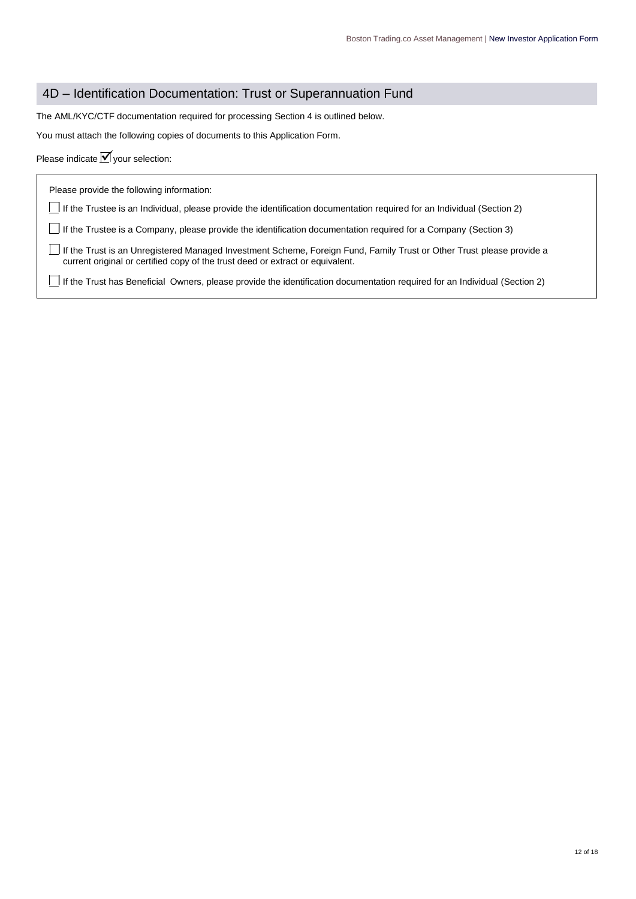## 4D – Identification Documentation: Trust or Superannuation Fund

The AML/KYC/CTF documentation required for processing Section 4 is outlined below.

You must attach the following copies of documents to this Application Form.

Please indicate ☑ your selection:

Please provide the following information:

- ☐ If the Trustee is an Individual, please provide the identification documentation required for an Individual (Section 2)
- ☐ If the Trustee is a Company, please provide the identification documentation required for a Company (Section 3)
- ☐ If the Trust is an Unregistered Managed Investment Scheme, Foreign Fund, Family Trust or Other Trust please provide a current original or certified copy of the trust deed or extract or equivalent.
- ☐ If the Trust has Beneficial Owners, please provide the identification documentation required for an Individual (Section 2)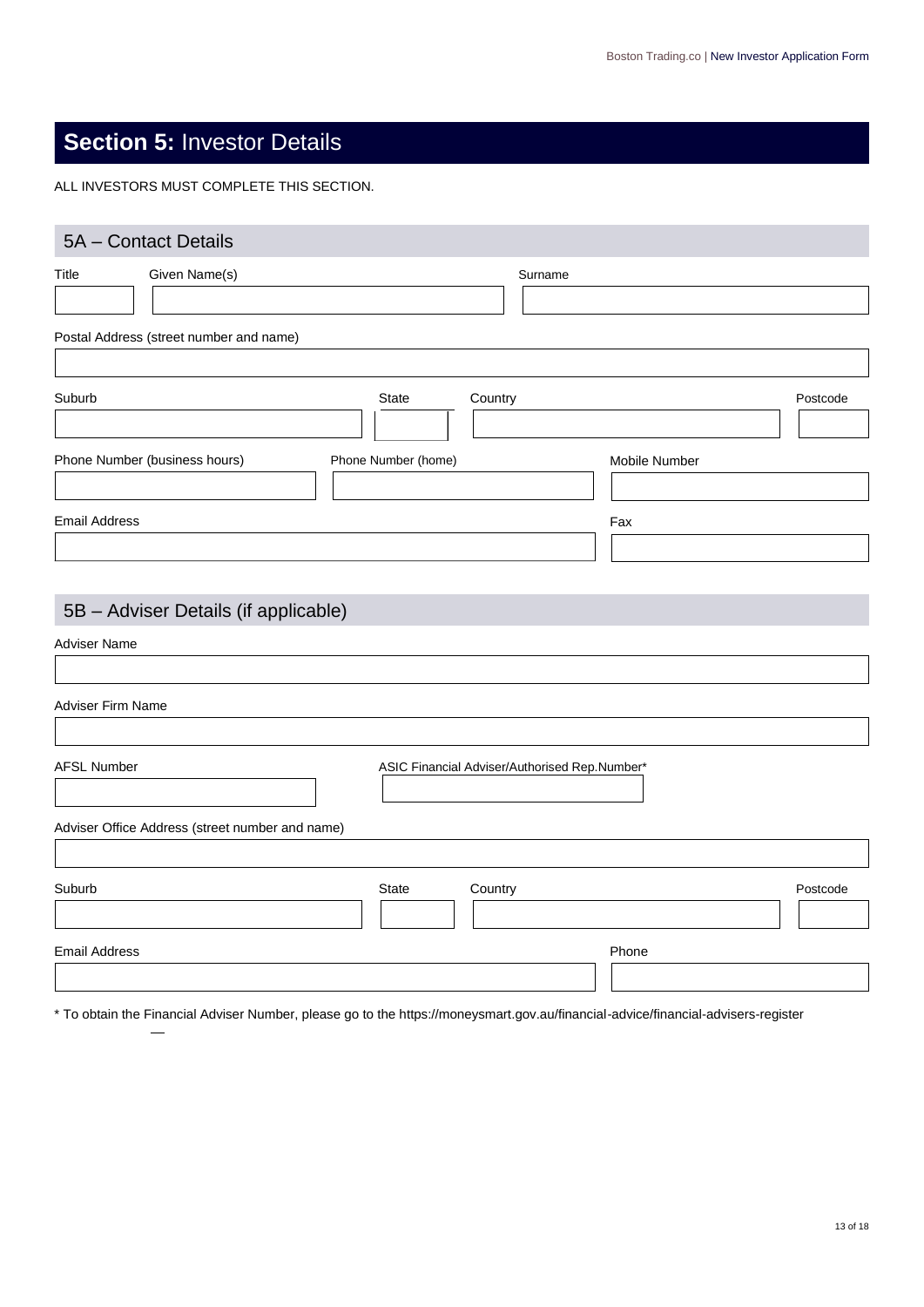# **Section 5:** Investor Details

ALL INVESTORS MUST COMPLETE THIS SECTION.

## 5A – Contact Details

| Title | Given Name(s) | Surname |
| --- | --- | --- |
| | | |

| Postal Address (street number and name) |
| --- |
| |

| Suburb | State | Country | Postcode |
| --- | --- | --- | --- |
| | | | |

| Phone Number (business hours) | Phone Number (home) | Mobile Number |
| --- | --- | --- |
| | | |

| Email Address | Fax |
| --- | --- |
| | |

## 5B – Adviser Details (if applicable)

| Adviser Name |
| --- |
| |

| Adviser Firm Name |
| --- |
| |

| AFSL Number | ASIC Financial Adviser/Authorised Rep.Number* |
| --- | --- |
| | |

| Adviser Office Address (street number and name) |
| --- |
| |

| Suburb | State | Country | Postcode |
| --- | --- | --- | --- |
| | | | |

| Email Address | Phone |
| --- | --- |
| | |

* To obtain the Financial Adviser Number, please go to the https://moneysmart.gov.au/financial-advice/financial-advisers-register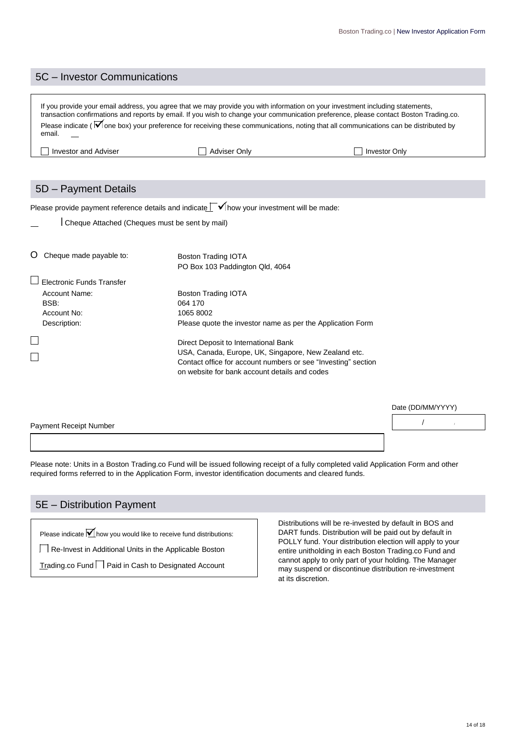## 5C – Investor Communications

If you provide your email address, you agree that we may provide you with information on your investment including statements, transaction confirmations and reports by email. If you wish to change your communication preference, please contact Boston Trading.co. Please indicate (☑ one box) your preference for receiving these communications, noting that all communications can be distributed by email.

☐ Investor and Adviser ☐ Adviser Only ☐ Investor Only

## 5D – Payment Details

Please provide payment reference details and indicate ✓ how your investment will be made:

☐ Cheque Attached (Cheques must be sent by mail)

| | |
|---|---|
| ○ Cheque made payable to: | Boston Trading IOTA<br>PO Box 103 Paddington Qld, 4064 |
| ☐ Electronic Funds Transfer | |
| Account Name: | Boston Trading IOTA |
| BSB: | 064 170 |
| Account No: | 1065 8002 |
| Description: | Please quote the investor name as per the Application Form |
| ☐<br>☐ | Direct Deposit to International Bank<br>USA, Canada, Europe, UK, Singapore, New Zealand etc.<br>Contact office for account numbers or see "Investing" section on website for bank account details and codes |

Payment Receipt Number

Date (DD/MM/YYYY)

/ /

Please note: Units in a Boston Trading.co Fund will be issued following receipt of a fully completed valid Application Form and other required forms referred to in the Application Form, investor identification documents and cleared funds.

## 5E – Distribution Payment

Please indicate ☑ how you would like to receive fund distributions:

☐ Re-Invest in Additional Units in the Applicable Boston Trading.co Fund ☐ Paid in Cash to Designated Account

Distributions will be re-invested by default in BOS and DART funds. Distribution will be paid out by default in POLLY fund. Your distribution election will apply to your entire unitholding in each Boston Trading.co Fund and cannot apply to only part of your holding. The Manager may suspend or discontinue distribution re-investment at its discretion.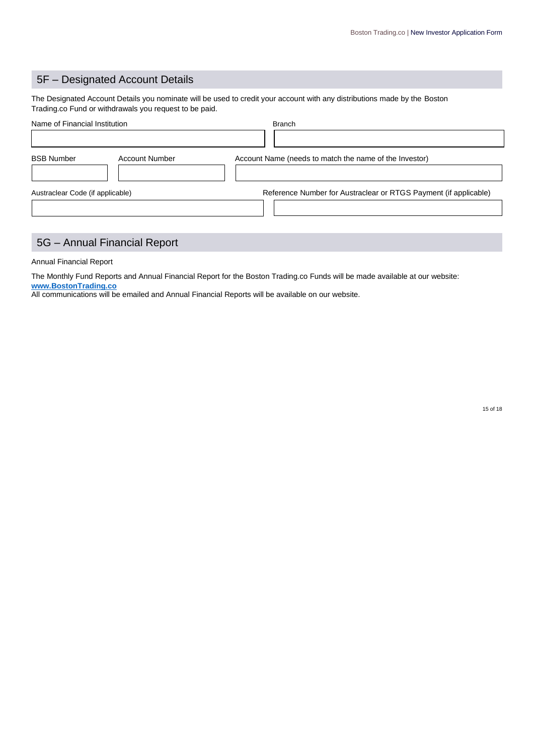## 5F – Designated Account Details

The Designated Account Details you nominate will be used to credit your account with any distributions made by the Boston Trading.co Fund or withdrawals you request to be paid.

| Name of Financial Institution | Branch |
| --- | --- |
| | |

| BSB Number | Account Number | Account Name (needs to match the name of the Investor) |
| --- | --- | --- |
| | | |

| Austraclear Code (if applicable) | Reference Number for Austraclear or RTGS Payment (if applicable) |
| --- | --- |
| | |

## 5G – Annual Financial Report

Annual Financial Report

The Monthly Fund Reports and Annual Financial Report for the Boston Trading.co Funds will be made available at our website: **www.BostonTrading.co**
All communications will be emailed and Annual Financial Reports will be available on our website.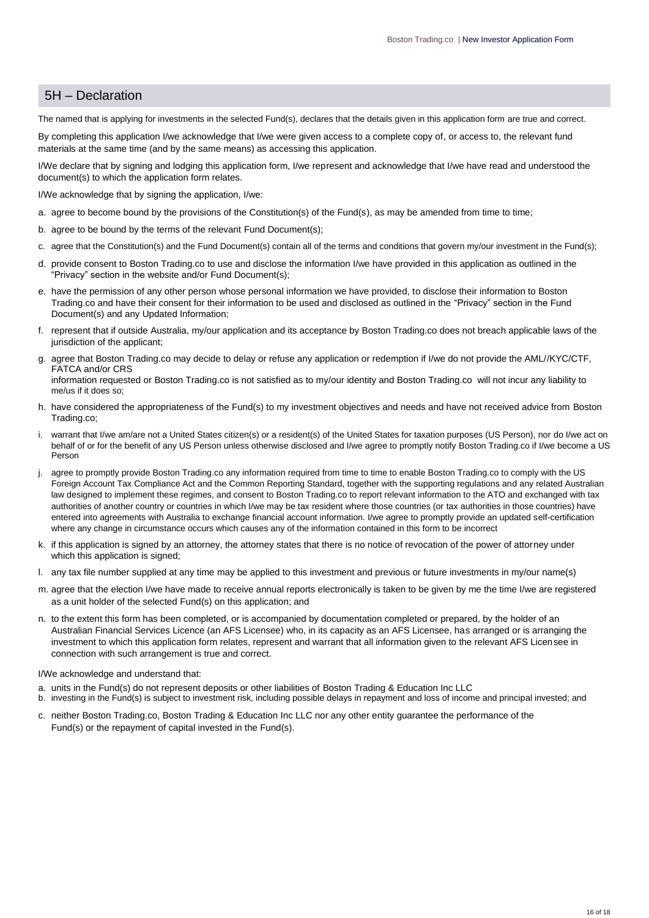## 5H – Declaration

The named that is applying for investments in the selected Fund(s), declares that the details given in this application form are true and correct.

By completing this application I/we acknowledge that I/we were given access to a complete copy of, or access to, the relevant fund materials at the same time (and by the same means) as accessing this application.

I/We declare that by signing and lodging this application form, I/we represent and acknowledge that I/we have read and understood the document(s) to which the application form relates.

I/We acknowledge that by signing the application, I/we:

a. agree to become bound by the provisions of the Constitution(s) of the Fund(s), as may be amended from time to time;

b. agree to be bound by the terms of the relevant Fund Document(s);

c. agree that the Constitution(s) and the Fund Document(s) contain all of the terms and conditions that govern my/our investment in the Fund(s);

d. provide consent to Boston Trading.co to use and disclose the information I/we have provided in this application as outlined in the "Privacy" section in the website and/or Fund Document(s);

e. have the permission of any other person whose personal information we have provided, to disclose their information to Boston Trading.co and have their consent for their information to be used and disclosed as outlined in the "Privacy" section in the Fund Document(s) and any Updated Information;

f. represent that if outside Australia, my/our application and its acceptance by Boston Trading.co does not breach applicable laws of the jurisdiction of the applicant;

g. agree that Boston Trading.co may decide to delay or refuse any application or redemption if I/we do not provide the AML//KYC/CTF, FATCA and/or CRS
information requested or Boston Trading.co is not satisfied as to my/our identity and Boston Trading.co will not incur any liability to me/us if it does so;

h. have considered the appropriateness of the Fund(s) to my investment objectives and needs and have not received advice from Boston Trading.co;

i. warrant that I/we am/are not a United States citizen(s) or a resident(s) of the United States for taxation purposes (US Person), nor do I/we act on behalf of or for the benefit of any US Person unless otherwise disclosed and I/we agree to promptly notify Boston Trading.co if I/we become a US Person

j. agree to promptly provide Boston Trading.co any information required from time to time to enable Boston Trading.co to comply with the US Foreign Account Tax Compliance Act and the Common Reporting Standard, together with the supporting regulations and any related Australian law designed to implement these regimes, and consent to Boston Trading.co to report relevant information to the ATO and exchanged with tax authorities of another country or countries in which I/we may be tax resident where those countries (or tax authorities in those countries) have entered into agreements with Australia to exchange financial account information. I/we agree to promptly provide an updated self-certification where any change in circumstance occurs which causes any of the information contained in this form to be incorrect

k. if this application is signed by an attorney, the attorney states that there is no notice of revocation of the power of attorney under which this application is signed;

l. any tax file number supplied at any time may be applied to this investment and previous or future investments in my/our name(s)

m. agree that the election I/we have made to receive annual reports electronically is taken to be given by me the time I/we are registered as a unit holder of the selected Fund(s) on this application; and

n. to the extent this form has been completed, or is accompanied by documentation completed or prepared, by the holder of an Australian Financial Services Licence (an AFS Licensee) who, in its capacity as an AFS Licensee, has arranged or is arranging the investment to which this application form relates, represent and warrant that all information given to the relevant AFS Licensee in connection with such arrangement is true and correct.

I/We acknowledge and understand that:

a. units in the Fund(s) do not represent deposits or other liabilities of Boston Trading & Education Inc LLC

b. investing in the Fund(s) is subject to investment risk, including possible delays in repayment and loss of income and principal invested; and

c. neither Boston Trading.co, Boston Trading & Education Inc LLC nor any other entity guarantee the performance of the Fund(s) or the repayment of capital invested in the Fund(s).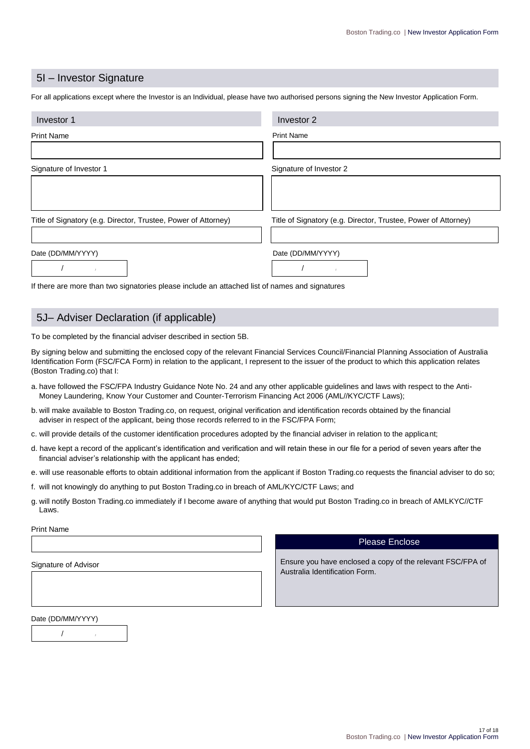## 5I – Investor Signature

For all applications except where the Investor is an Individual, please have two authorised persons signing the New Investor Application Form.

| Investor 1 | Investor 2 |
|---|---|
| Print Name | Print Name |
| | |
| Signature of Investor 1 | Signature of Investor 2 |
| | |
| Title of Signatory (e.g. Director, Trustee, Power of Attorney) | Title of Signatory (e.g. Director, Trustee, Power of Attorney) |
| | |
| Date (DD/MM/YYYY) | Date (DD/MM/YYYY) |
| / / | / / |

If there are more than two signatories please include an attached list of names and signatures

## 5J– Adviser Declaration (if applicable)

To be completed by the financial adviser described in section 5B.

By signing below and submitting the enclosed copy of the relevant Financial Services Council/Financial Planning Association of Australia Identification Form (FSC/FCA Form) in relation to the applicant, I represent to the issuer of the product to which this application relates (Boston Trading.co) that I:

a. have followed the FSC/FPA Industry Guidance Note No. 24 and any other applicable guidelines and laws with respect to the Anti-Money Laundering, Know Your Customer and Counter-Terrorism Financing Act 2006 (AML//KYC/CTF Laws);

b. will make available to Boston Trading.co, on request, original verification and identification records obtained by the financial adviser in respect of the applicant, being those records referred to in the FSC/FPA Form;

c. will provide details of the customer identification procedures adopted by the financial adviser in relation to the applicant;

d. have kept a record of the applicant's identification and verification and will retain these in our file for a period of seven years after the financial adviser's relationship with the applicant has ended;

e. will use reasonable efforts to obtain additional information from the applicant if Boston Trading.co requests the financial adviser to do so;

f. will not knowingly do anything to put Boston Trading.co in breach of AML/KYC/CTF Laws; and

g. will notify Boston Trading.co immediately if I become aware of anything that would put Boston Trading.co in breach of AMLKYC//CTF Laws.

Print Name

Signature of Advisor

Date (DD/MM/YYYY)

/ /

**Please Enclose**

Ensure you have enclosed a copy of the relevant FSC/FPA of Australia Identification Form.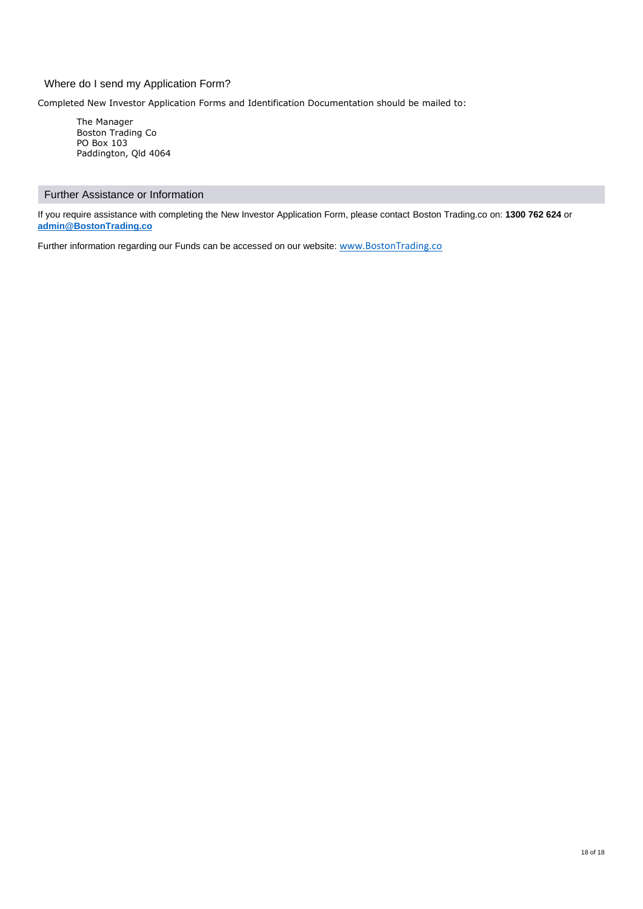## Where do I send my Application Form?

Completed New Investor Application Forms and Identification Documentation should be mailed to:

The Manager
Boston Trading Co
PO Box 103
Paddington, Qld 4064

## Further Assistance or Information

If you require assistance with completing the New Investor Application Form, please contact Boston Trading.co on: **1300 762 624** or **admin@BostonTrading.co**

Further information regarding our Funds can be accessed on our website: www.BostonTrading.co